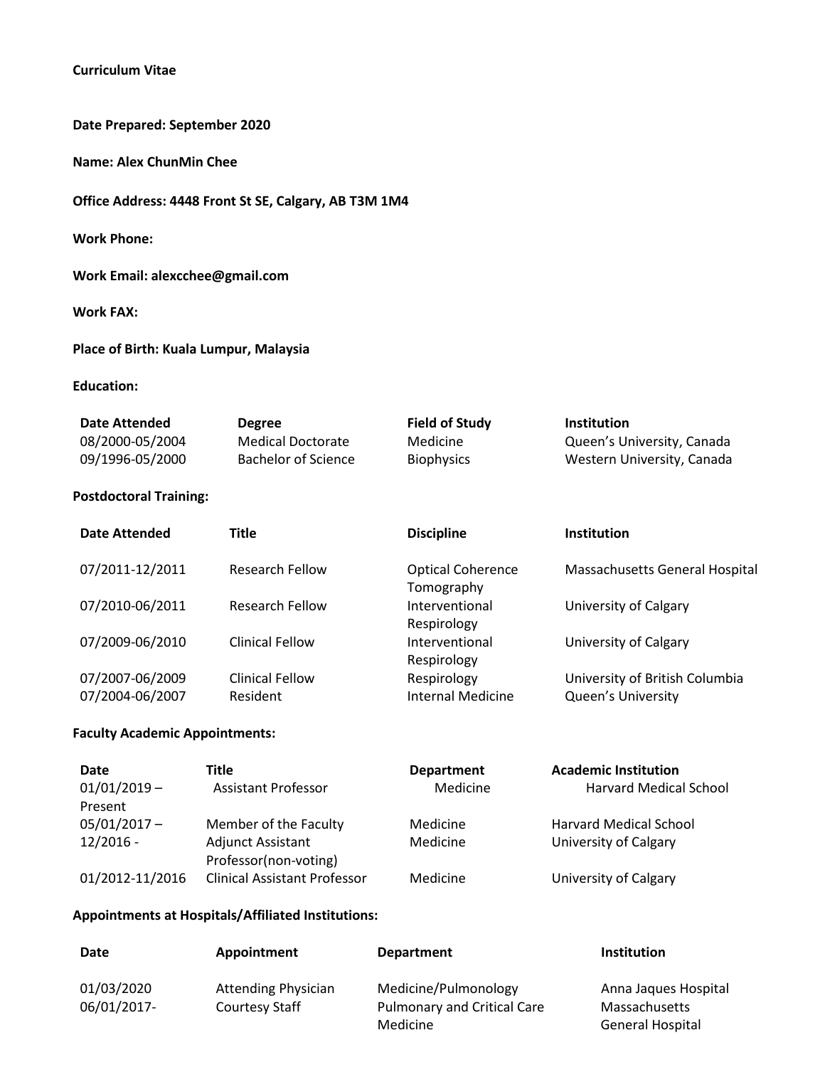**Curriculum Vitae**

**Date Prepared: September 2020**

**Name: Alex ChunMin Chee**

**Office Address: 4448 Front St SE, Calgary, AB T3M 1M4**

**Work Phone:**

**Work Email: alexcchee@gmail.com**

**Work FAX:**

**Place of Birth: Kuala Lumpur, Malaysia**

**Education:**

| Date Attended | Degree | Field of Study | Institution |
|---|---|---|---|
| 08/2000-05/2004 | Medical Doctorate | Medicine | Queen's University, Canada |
| 09/1996-05/2000 | Bachelor of Science | Biophysics | Western University, Canada |

**Postdoctoral Training:**

| Date Attended | Title | Discipline | Institution |
|---|---|---|---|
| 07/2011-12/2011 | Research Fellow | Optical Coherence Tomography | Massachusetts General Hospital |
| 07/2010-06/2011 | Research Fellow | Interventional Respirology | University of Calgary |
| 07/2009-06/2010 | Clinical Fellow | Interventional Respirology | University of Calgary |
| 07/2007-06/2009 | Clinical Fellow | Respirology | University of British Columbia |
| 07/2004-06/2007 | Resident | Internal Medicine | Queen's University |

**Faculty Academic Appointments:**

| Date | Title | Department | Academic Institution |
|---|---|---|---|
| 01/01/2019 – Present | Assistant Professor | Medicine | Harvard Medical School |
| 05/01/2017 – | Member of the Faculty | Medicine | Harvard Medical School |
| 12/2016 - | Adjunct Assistant Professor(non-voting) | Medicine | University of Calgary |
| 01/2012-11/2016 | Clinical Assistant Professor | Medicine | University of Calgary |

**Appointments at Hospitals/Affiliated Institutions:**

| Date | Appointment | Department | Institution |
|---|---|---|---|
| 01/03/2020 | Attending Physician | Medicine/Pulmonology | Anna Jaques Hospital |
| 06/01/2017- | Courtesy Staff | Pulmonary and Critical Care Medicine | Massachusetts General Hospital |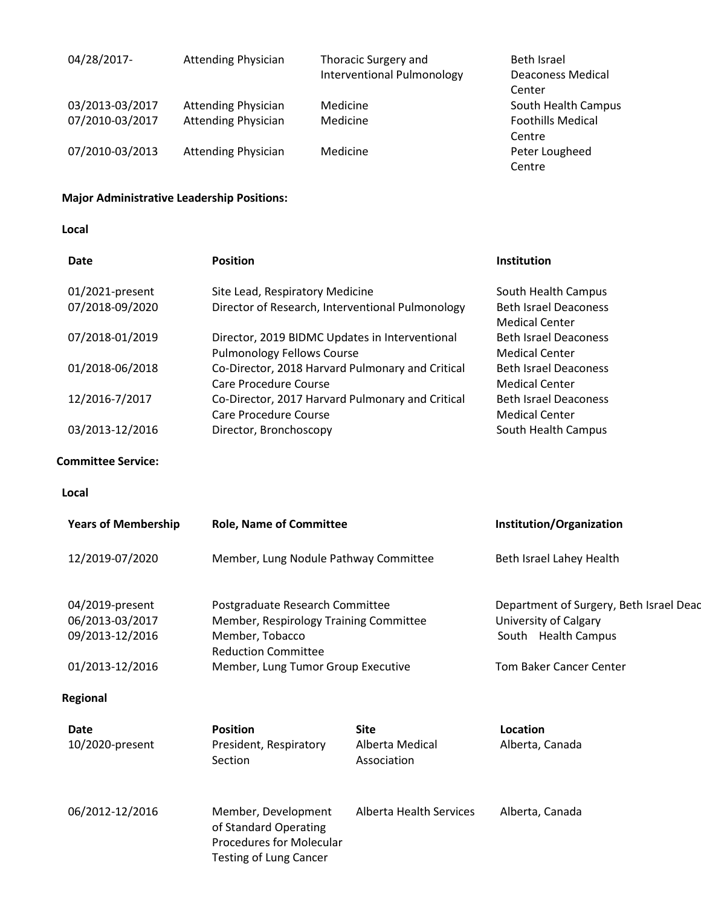| | | | |
|---|---|---|---|
| 04/28/2017- | Attending Physician | Thoracic Surgery and Interventional Pulmonology | Beth Israel Deaconess Medical Center |
| 03/2013-03/2017 | Attending Physician | Medicine | South Health Campus |
| 07/2010-03/2017 | Attending Physician | Medicine | Foothills Medical Centre |
| 07/2010-03/2013 | Attending Physician | Medicine | Peter Lougheed Centre |

**Major Administrative Leadership Positions:**

**Local**

| Date | Position | Institution |
|---|---|---|
| 01/2021-present | Site Lead, Respiratory Medicine | South Health Campus |
| 07/2018-09/2020 | Director of Research, Interventional Pulmonology | Beth Israel Deaconess Medical Center |
| 07/2018-01/2019 | Director, 2019 BIDMC Updates in Interventional Pulmonology Fellows Course | Beth Israel Deaconess Medical Center |
| 01/2018-06/2018 | Co-Director, 2018 Harvard Pulmonary and Critical Care Procedure Course | Beth Israel Deaconess Medical Center |
| 12/2016-7/2017 | Co-Director, 2017 Harvard Pulmonary and Critical Care Procedure Course | Beth Israel Deaconess Medical Center |
| 03/2013-12/2016 | Director, Bronchoscopy | South Health Campus |

**Committee Service:**

**Local**

| Years of Membership | Role, Name of Committee | Institution/Organization |
|---|---|---|
| 12/2019-07/2020 | Member, Lung Nodule Pathway Committee | Beth Israel Lahey Health |
| 04/2019-present | Postgraduate Research Committee | Department of Surgery, Beth Israel Deac |
| 06/2013-03/2017 | Member, Respirology Training Committee | University of Calgary |
| 09/2013-12/2016 | Member, Tobacco Reduction Committee | South Health Campus |
| 01/2013-12/2016 | Member, Lung Tumor Group Executive | Tom Baker Cancer Center |

**Regional**

| Date | Position | Site | Location |
|---|---|---|---|
| 10/2020-present | President, Respiratory Section | Alberta Medical Association | Alberta, Canada |
| 06/2012-12/2016 | Member, Development of Standard Operating Procedures for Molecular Testing of Lung Cancer | Alberta Health Services | Alberta, Canada |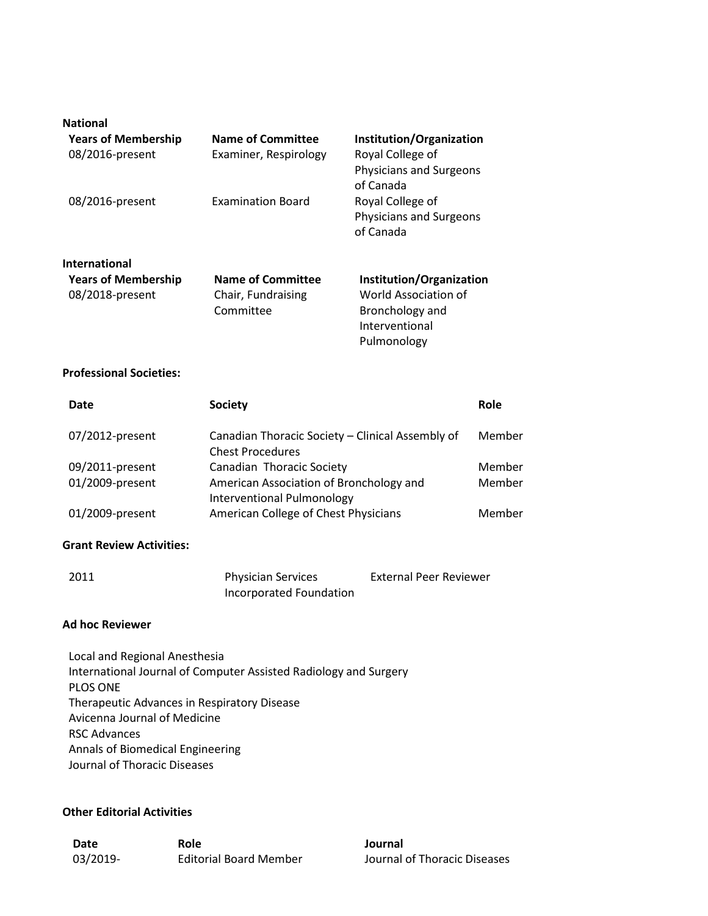**National**

| Years of Membership | Name of Committee | Institution/Organization |
| --- | --- | --- |
| 08/2016-present | Examiner, Respirology | Royal College of Physicians and Surgeons of Canada |
| 08/2016-present | Examination Board | Royal College of Physicians and Surgeons of Canada |

**International**

| Years of Membership | Name of Committee | Institution/Organization |
| --- | --- | --- |
| 08/2018-present | Chair, Fundraising Committee | World Association of Bronchology and Interventional Pulmonology |

**Professional Societies:**

| Date | Society | Role |
| --- | --- | --- |
| 07/2012-present | Canadian Thoracic Society – Clinical Assembly of Chest Procedures | Member |
| 09/2011-present | Canadian Thoracic Society | Member |
| 01/2009-present | American Association of Bronchology and Interventional Pulmonology | Member |
| 01/2009-present | American College of Chest Physicians | Member |

**Grant Review Activities:**

| | | |
| --- | --- | --- |
| 2011 | Physician Services Incorporated Foundation | External Peer Reviewer |

**Ad hoc Reviewer**

Local and Regional Anesthesia
International Journal of Computer Assisted Radiology and Surgery
PLOS ONE
Therapeutic Advances in Respiratory Disease
Avicenna Journal of Medicine
RSC Advances
Annals of Biomedical Engineering
Journal of Thoracic Diseases

**Other Editorial Activities**

| Date | Role | Journal |
| --- | --- | --- |
| 03/2019- | Editorial Board Member | Journal of Thoracic Diseases |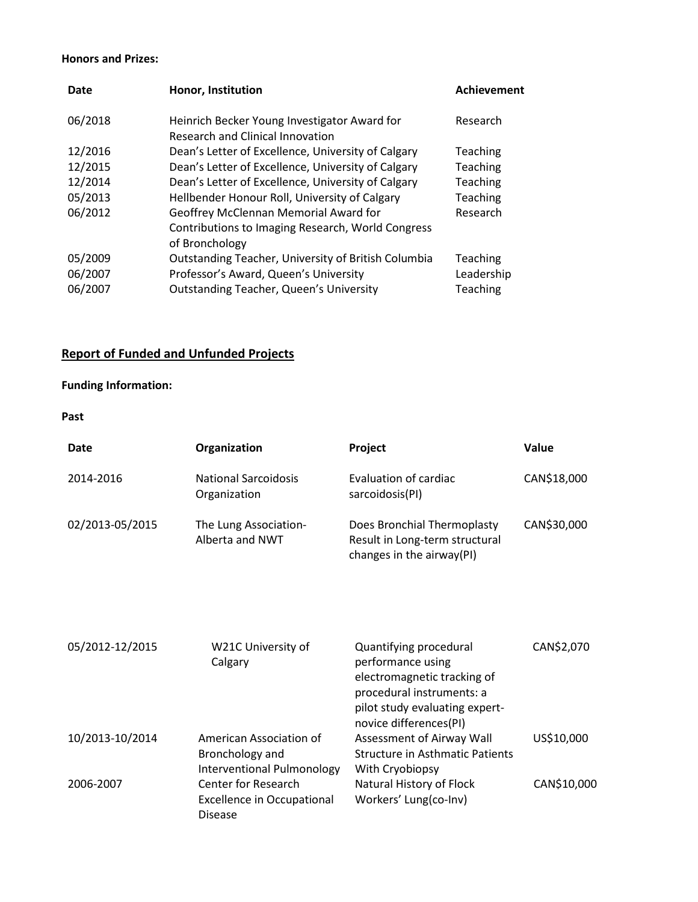**Honors and Prizes:**

| Date | Honor, Institution | Achievement |
|---|---|---|
| 06/2018 | Heinrich Becker Young Investigator Award for Research and Clinical Innovation | Research |
| 12/2016 | Dean's Letter of Excellence, University of Calgary | Teaching |
| 12/2015 | Dean's Letter of Excellence, University of Calgary | Teaching |
| 12/2014 | Dean's Letter of Excellence, University of Calgary | Teaching |
| 05/2013 | Hellbender Honour Roll, University of Calgary | Teaching |
| 06/2012 | Geoffrey McClennan Memorial Award for Contributions to Imaging Research, World Congress of Bronchology | Research |
| 05/2009 | Outstanding Teacher, University of British Columbia | Teaching |
| 06/2007 | Professor's Award, Queen's University | Leadership |
| 06/2007 | Outstanding Teacher, Queen's University | Teaching |

## Report of Funded and Unfunded Projects

**Funding Information:**

**Past**

| Date | Organization | Project | Value |
|---|---|---|---|
| 2014-2016 | National Sarcoidosis Organization | Evaluation of cardiac sarcoidosis(PI) | CAN$18,000 |
| 02/2013-05/2015 | The Lung Association-Alberta and NWT | Does Bronchial Thermoplasty Result in Long-term structural changes in the airway(PI) | CAN$30,000 |
| 05/2012-12/2015 | W21C University of Calgary | Quantifying procedural performance using electromagnetic tracking of procedural instruments: a pilot study evaluating expert-novice differences(PI) | CAN$2,070 |
| 10/2013-10/2014 | American Association of Bronchology and Interventional Pulmonology | Assessment of Airway Wall Structure in Asthmatic Patients With Cryobiopsy | US$10,000 |
| 2006-2007 | Center for Research Excellence in Occupational Disease | Natural History of Flock Workers' Lung(co-Inv) | CAN$10,000 |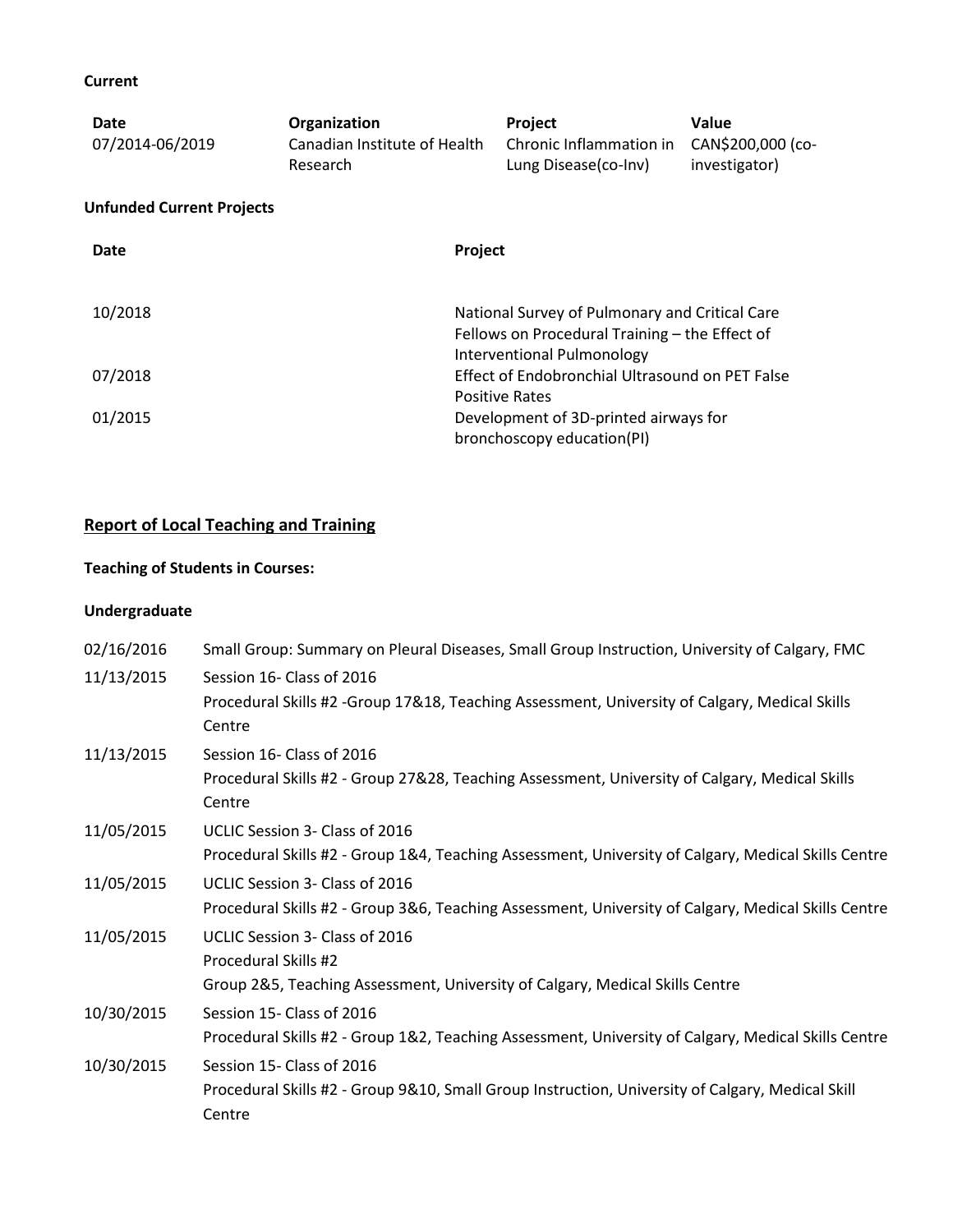**Current**

| Date | Organization | Project | Value |
| --- | --- | --- | --- |
| 07/2014-06/2019 | Canadian Institute of Health Research | Chronic Inflammation in Lung Disease(co-Inv) | CAN$200,000 (co-investigator) |

**Unfunded Current Projects**

| Date | Project |
| --- | --- |
| 10/2018 | National Survey of Pulmonary and Critical Care Fellows on Procedural Training – the Effect of Interventional Pulmonology |
| 07/2018 | Effect of Endobronchial Ultrasound on PET False Positive Rates |
| 01/2015 | Development of 3D-printed airways for bronchoscopy education(PI) |

## Report of Local Teaching and Training

**Teaching of Students in Courses:**

**Undergraduate**

| | |
| --- | --- |
| 02/16/2016 | Small Group: Summary on Pleural Diseases, Small Group Instruction, University of Calgary, FMC |
| 11/13/2015 | Session 16- Class of 2016<br>Procedural Skills #2 -Group 17&18, Teaching Assessment, University of Calgary, Medical Skills Centre |
| 11/13/2015 | Session 16- Class of 2016<br>Procedural Skills #2 - Group 27&28, Teaching Assessment, University of Calgary, Medical Skills Centre |
| 11/05/2015 | UCLIC Session 3- Class of 2016<br>Procedural Skills #2 - Group 1&4, Teaching Assessment, University of Calgary, Medical Skills Centre |
| 11/05/2015 | UCLIC Session 3- Class of 2016<br>Procedural Skills #2 - Group 3&6, Teaching Assessment, University of Calgary, Medical Skills Centre |
| 11/05/2015 | UCLIC Session 3- Class of 2016<br>Procedural Skills #2<br>Group 2&5, Teaching Assessment, University of Calgary, Medical Skills Centre |
| 10/30/2015 | Session 15- Class of 2016<br>Procedural Skills #2 - Group 1&2, Teaching Assessment, University of Calgary, Medical Skills Centre |
| 10/30/2015 | Session 15- Class of 2016<br>Procedural Skills #2 - Group 9&10, Small Group Instruction, University of Calgary, Medical Skill Centre |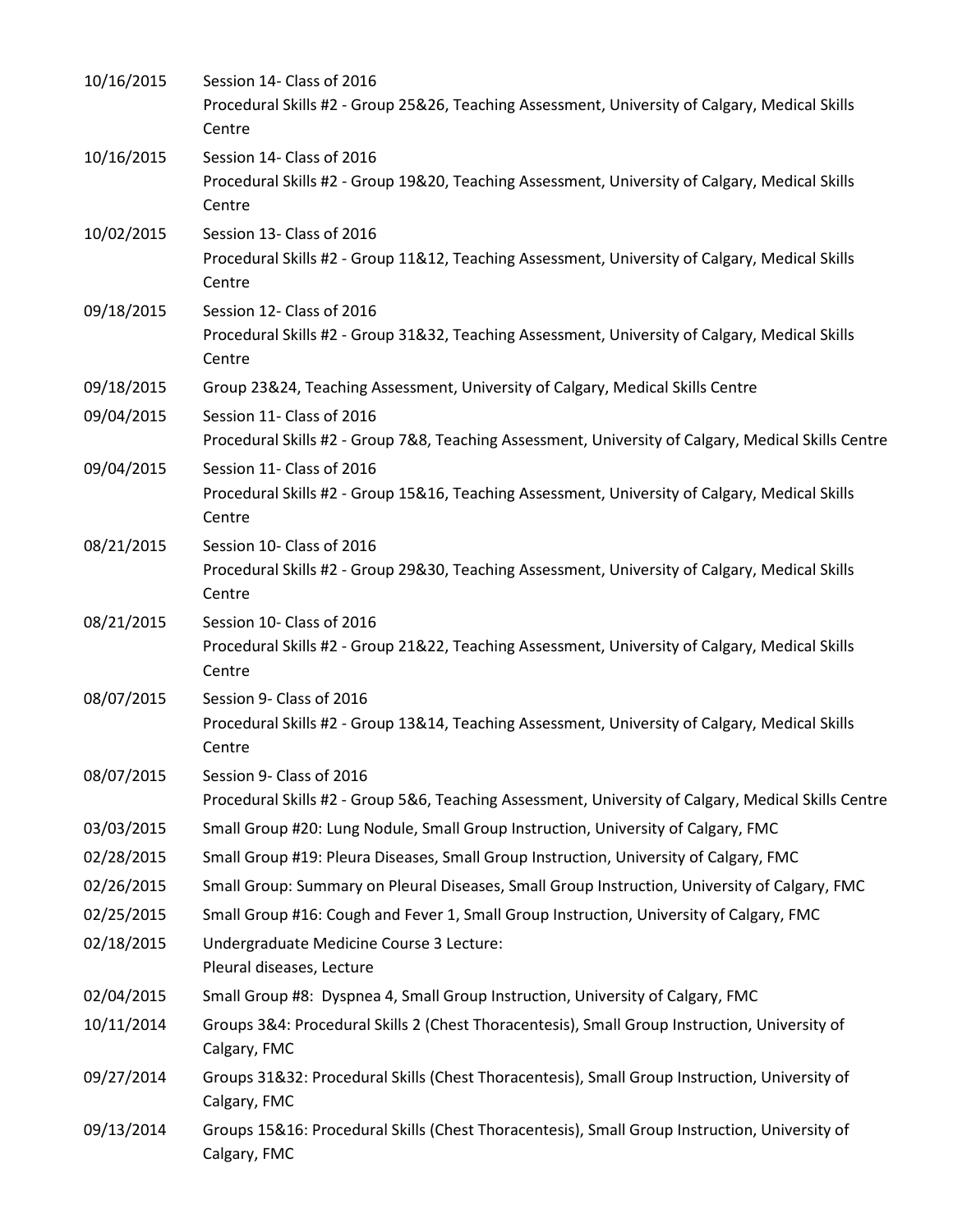10/16/2015 Session 14- Class of 2016
Procedural Skills #2 - Group 25&26, Teaching Assessment, University of Calgary, Medical Skills Centre

10/16/2015 Session 14- Class of 2016
Procedural Skills #2 - Group 19&20, Teaching Assessment, University of Calgary, Medical Skills Centre

10/02/2015 Session 13- Class of 2016
Procedural Skills #2 - Group 11&12, Teaching Assessment, University of Calgary, Medical Skills Centre

09/18/2015 Session 12- Class of 2016
Procedural Skills #2 - Group 31&32, Teaching Assessment, University of Calgary, Medical Skills Centre

09/18/2015 Group 23&24, Teaching Assessment, University of Calgary, Medical Skills Centre

09/04/2015 Session 11- Class of 2016
Procedural Skills #2 - Group 7&8, Teaching Assessment, University of Calgary, Medical Skills Centre

09/04/2015 Session 11- Class of 2016
Procedural Skills #2 - Group 15&16, Teaching Assessment, University of Calgary, Medical Skills Centre

08/21/2015 Session 10- Class of 2016
Procedural Skills #2 - Group 29&30, Teaching Assessment, University of Calgary, Medical Skills Centre

08/21/2015 Session 10- Class of 2016
Procedural Skills #2 - Group 21&22, Teaching Assessment, University of Calgary, Medical Skills Centre

08/07/2015 Session 9- Class of 2016
Procedural Skills #2 - Group 13&14, Teaching Assessment, University of Calgary, Medical Skills Centre

08/07/2015 Session 9- Class of 2016
Procedural Skills #2 - Group 5&6, Teaching Assessment, University of Calgary, Medical Skills Centre

03/03/2015 Small Group #20: Lung Nodule, Small Group Instruction, University of Calgary, FMC

02/28/2015 Small Group #19: Pleura Diseases, Small Group Instruction, University of Calgary, FMC

02/26/2015 Small Group: Summary on Pleural Diseases, Small Group Instruction, University of Calgary, FMC

02/25/2015 Small Group #16: Cough and Fever 1, Small Group Instruction, University of Calgary, FMC

02/18/2015 Undergraduate Medicine Course 3 Lecture:
Pleural diseases, Lecture

02/04/2015 Small Group #8: Dyspnea 4, Small Group Instruction, University of Calgary, FMC

10/11/2014 Groups 3&4: Procedural Skills 2 (Chest Thoracentesis), Small Group Instruction, University of Calgary, FMC

09/27/2014 Groups 31&32: Procedural Skills (Chest Thoracentesis), Small Group Instruction, University of Calgary, FMC

09/13/2014 Groups 15&16: Procedural Skills (Chest Thoracentesis), Small Group Instruction, University of Calgary, FMC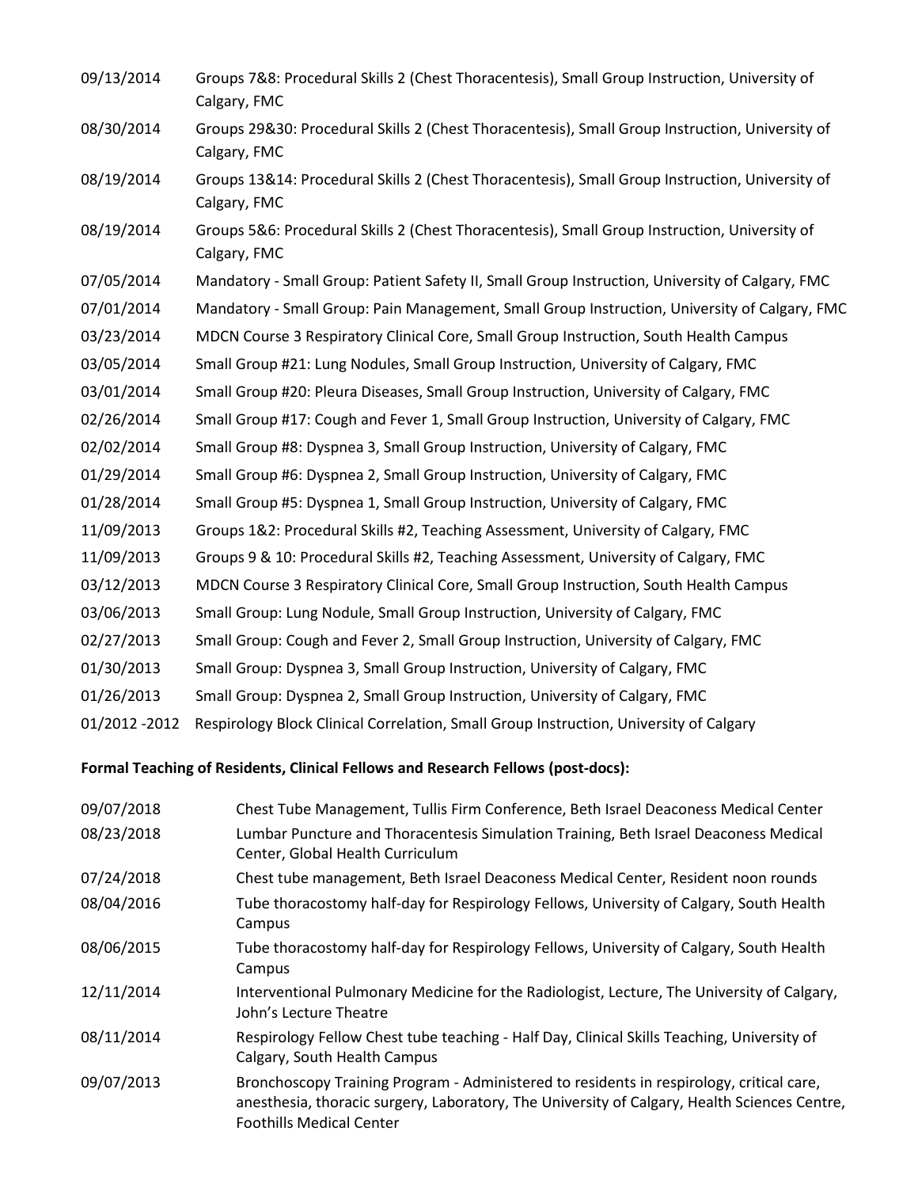09/13/2014 Groups 7&8: Procedural Skills 2 (Chest Thoracentesis), Small Group Instruction, University of Calgary, FMC

08/30/2014 Groups 29&30: Procedural Skills 2 (Chest Thoracentesis), Small Group Instruction, University of Calgary, FMC

08/19/2014 Groups 13&14: Procedural Skills 2 (Chest Thoracentesis), Small Group Instruction, University of Calgary, FMC

08/19/2014 Groups 5&6: Procedural Skills 2 (Chest Thoracentesis), Small Group Instruction, University of Calgary, FMC

07/05/2014 Mandatory - Small Group: Patient Safety II, Small Group Instruction, University of Calgary, FMC

07/01/2014 Mandatory - Small Group: Pain Management, Small Group Instruction, University of Calgary, FMC

03/23/2014 MDCN Course 3 Respiratory Clinical Core, Small Group Instruction, South Health Campus

03/05/2014 Small Group #21: Lung Nodules, Small Group Instruction, University of Calgary, FMC

03/01/2014 Small Group #20: Pleura Diseases, Small Group Instruction, University of Calgary, FMC

02/26/2014 Small Group #17: Cough and Fever 1, Small Group Instruction, University of Calgary, FMC

02/02/2014 Small Group #8: Dyspnea 3, Small Group Instruction, University of Calgary, FMC

01/29/2014 Small Group #6: Dyspnea 2, Small Group Instruction, University of Calgary, FMC

01/28/2014 Small Group #5: Dyspnea 1, Small Group Instruction, University of Calgary, FMC

11/09/2013 Groups 1&2: Procedural Skills #2, Teaching Assessment, University of Calgary, FMC

11/09/2013 Groups 9 & 10: Procedural Skills #2, Teaching Assessment, University of Calgary, FMC

03/12/2013 MDCN Course 3 Respiratory Clinical Core, Small Group Instruction, South Health Campus

03/06/2013 Small Group: Lung Nodule, Small Group Instruction, University of Calgary, FMC

02/27/2013 Small Group: Cough and Fever 2, Small Group Instruction, University of Calgary, FMC

01/30/2013 Small Group: Dyspnea 3, Small Group Instruction, University of Calgary, FMC

01/26/2013 Small Group: Dyspnea 2, Small Group Instruction, University of Calgary, FMC

01/2012 -2012 Respirology Block Clinical Correlation, Small Group Instruction, University of Calgary

**Formal Teaching of Residents, Clinical Fellows and Research Fellows (post-docs):**

09/07/2018 Chest Tube Management, Tullis Firm Conference, Beth Israel Deaconess Medical Center

08/23/2018 Lumbar Puncture and Thoracentesis Simulation Training, Beth Israel Deaconess Medical Center, Global Health Curriculum

07/24/2018 Chest tube management, Beth Israel Deaconess Medical Center, Resident noon rounds

08/04/2016 Tube thoracostomy half-day for Respirology Fellows, University of Calgary, South Health Campus

08/06/2015 Tube thoracostomy half-day for Respirology Fellows, University of Calgary, South Health Campus

12/11/2014 Interventional Pulmonary Medicine for the Radiologist, Lecture, The University of Calgary, John's Lecture Theatre

08/11/2014 Respirology Fellow Chest tube teaching - Half Day, Clinical Skills Teaching, University of Calgary, South Health Campus

09/07/2013 Bronchoscopy Training Program - Administered to residents in respirology, critical care, anesthesia, thoracic surgery, Laboratory, The University of Calgary, Health Sciences Centre, Foothills Medical Center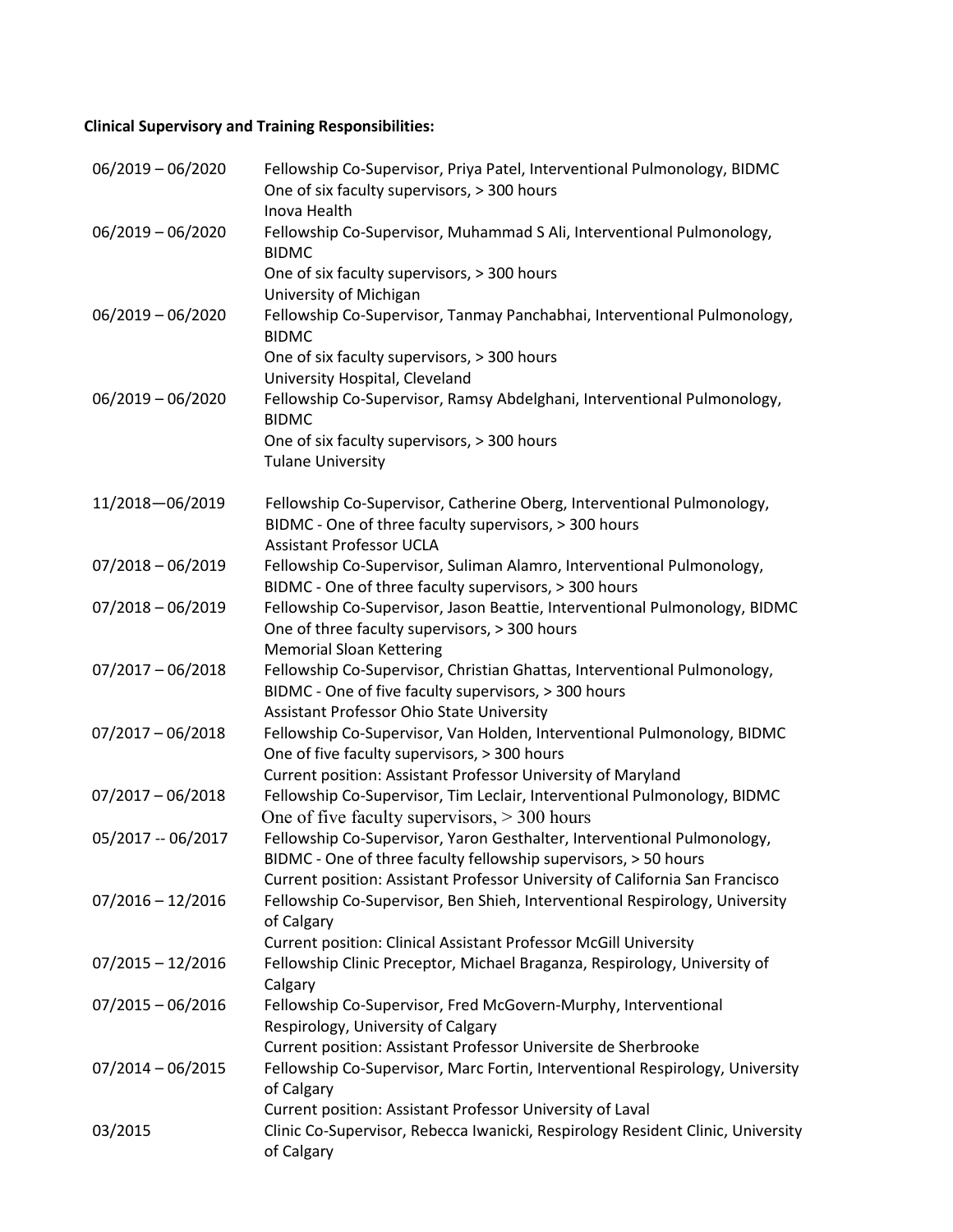**Clinical Supervisory and Training Responsibilities:**

| | |
|---|---|
| 06/2019 – 06/2020 | Fellowship Co-Supervisor, Priya Patel, Interventional Pulmonology, BIDMC<br>One of six faculty supervisors, > 300 hours<br>Inova Health |
| 06/2019 – 06/2020 | Fellowship Co-Supervisor, Muhammad S Ali, Interventional Pulmonology, BIDMC<br>One of six faculty supervisors, > 300 hours<br>University of Michigan |
| 06/2019 – 06/2020 | Fellowship Co-Supervisor, Tanmay Panchabhai, Interventional Pulmonology, BIDMC<br>One of six faculty supervisors, > 300 hours<br>University Hospital, Cleveland |
| 06/2019 – 06/2020 | Fellowship Co-Supervisor, Ramsy Abdelghani, Interventional Pulmonology, BIDMC<br>One of six faculty supervisors, > 300 hours<br>Tulane University |
| 11/2018—06/2019 | Fellowship Co-Supervisor, Catherine Oberg, Interventional Pulmonology, BIDMC - One of three faculty supervisors, > 300 hours<br>Assistant Professor UCLA |
| 07/2018 – 06/2019 | Fellowship Co-Supervisor, Suliman Alamro, Interventional Pulmonology, BIDMC - One of three faculty supervisors, > 300 hours |
| 07/2018 – 06/2019 | Fellowship Co-Supervisor, Jason Beattie, Interventional Pulmonology, BIDMC<br>One of three faculty supervisors, > 300 hours<br>Memorial Sloan Kettering |
| 07/2017 – 06/2018 | Fellowship Co-Supervisor, Christian Ghattas, Interventional Pulmonology, BIDMC - One of five faculty supervisors, > 300 hours<br>Assistant Professor Ohio State University |
| 07/2017 – 06/2018 | Fellowship Co-Supervisor, Van Holden, Interventional Pulmonology, BIDMC<br>One of five faculty supervisors, > 300 hours<br>Current position: Assistant Professor University of Maryland |
| 07/2017 – 06/2018 | Fellowship Co-Supervisor, Tim Leclair, Interventional Pulmonology, BIDMC<br>One of five faculty supervisors, > 300 hours |
| 05/2017 -- 06/2017 | Fellowship Co-Supervisor, Yaron Gesthalter, Interventional Pulmonology, BIDMC - One of three faculty fellowship supervisors, > 50 hours<br>Current position: Assistant Professor University of California San Francisco |
| 07/2016 – 12/2016 | Fellowship Co-Supervisor, Ben Shieh, Interventional Respirology, University of Calgary<br>Current position: Clinical Assistant Professor McGill University |
| 07/2015 – 12/2016 | Fellowship Clinic Preceptor, Michael Braganza, Respirology, University of Calgary |
| 07/2015 – 06/2016 | Fellowship Co-Supervisor, Fred McGovern-Murphy, Interventional Respirology, University of Calgary<br>Current position: Assistant Professor Universite de Sherbrooke |
| 07/2014 – 06/2015 | Fellowship Co-Supervisor, Marc Fortin, Interventional Respirology, University of Calgary<br>Current position: Assistant Professor University of Laval |
| 03/2015 | Clinic Co-Supervisor, Rebecca Iwanicki, Respirology Resident Clinic, University of Calgary |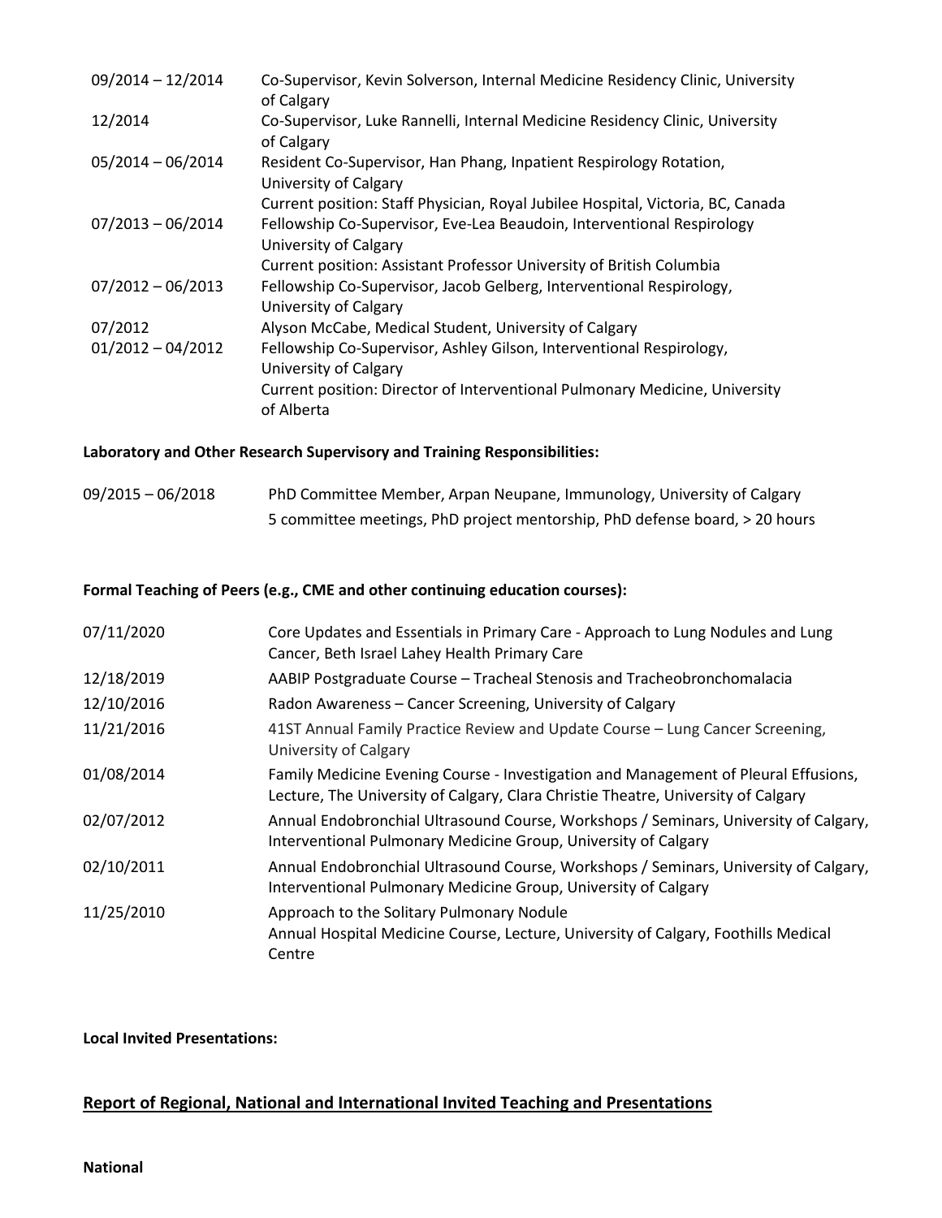| | |
|---|---|
| 09/2014 – 12/2014 | Co-Supervisor, Kevin Solverson, Internal Medicine Residency Clinic, University of Calgary |
| 12/2014 | Co-Supervisor, Luke Rannelli, Internal Medicine Residency Clinic, University of Calgary |
| 05/2014 – 06/2014 | Resident Co-Supervisor, Han Phang, Inpatient Respirology Rotation, University of Calgary<br>Current position: Staff Physician, Royal Jubilee Hospital, Victoria, BC, Canada |
| 07/2013 – 06/2014 | Fellowship Co-Supervisor, Eve-Lea Beaudoin, Interventional Respirology University of Calgary<br>Current position: Assistant Professor University of British Columbia |
| 07/2012 – 06/2013 | Fellowship Co-Supervisor, Jacob Gelberg, Interventional Respirology, University of Calgary |
| 07/2012 | Alyson McCabe, Medical Student, University of Calgary |
| 01/2012 – 04/2012 | Fellowship Co-Supervisor, Ashley Gilson, Interventional Respirology, University of Calgary<br>Current position: Director of Interventional Pulmonary Medicine, University of Alberta |

**Laboratory and Other Research Supervisory and Training Responsibilities:**

| | |
|---|---|
| 09/2015 – 06/2018 | PhD Committee Member, Arpan Neupane, Immunology, University of Calgary<br>5 committee meetings, PhD project mentorship, PhD defense board, > 20 hours |

**Formal Teaching of Peers (e.g., CME and other continuing education courses):**

| | |
|---|---|
| 07/11/2020 | Core Updates and Essentials in Primary Care - Approach to Lung Nodules and Lung Cancer, Beth Israel Lahey Health Primary Care |
| 12/18/2019 | AABIP Postgraduate Course – Tracheal Stenosis and Tracheobronchomalacia |
| 12/10/2016 | Radon Awareness – Cancer Screening, University of Calgary |
| 11/21/2016 | 41ST Annual Family Practice Review and Update Course – Lung Cancer Screening, University of Calgary |
| 01/08/2014 | Family Medicine Evening Course - Investigation and Management of Pleural Effusions, Lecture, The University of Calgary, Clara Christie Theatre, University of Calgary |
| 02/07/2012 | Annual Endobronchial Ultrasound Course, Workshops / Seminars, University of Calgary, Interventional Pulmonary Medicine Group, University of Calgary |
| 02/10/2011 | Annual Endobronchial Ultrasound Course, Workshops / Seminars, University of Calgary, Interventional Pulmonary Medicine Group, University of Calgary |
| 11/25/2010 | Approach to the Solitary Pulmonary Nodule<br>Annual Hospital Medicine Course, Lecture, University of Calgary, Foothills Medical Centre |

**Local Invited Presentations:**

## Report of Regional, National and International Invited Teaching and Presentations

**National**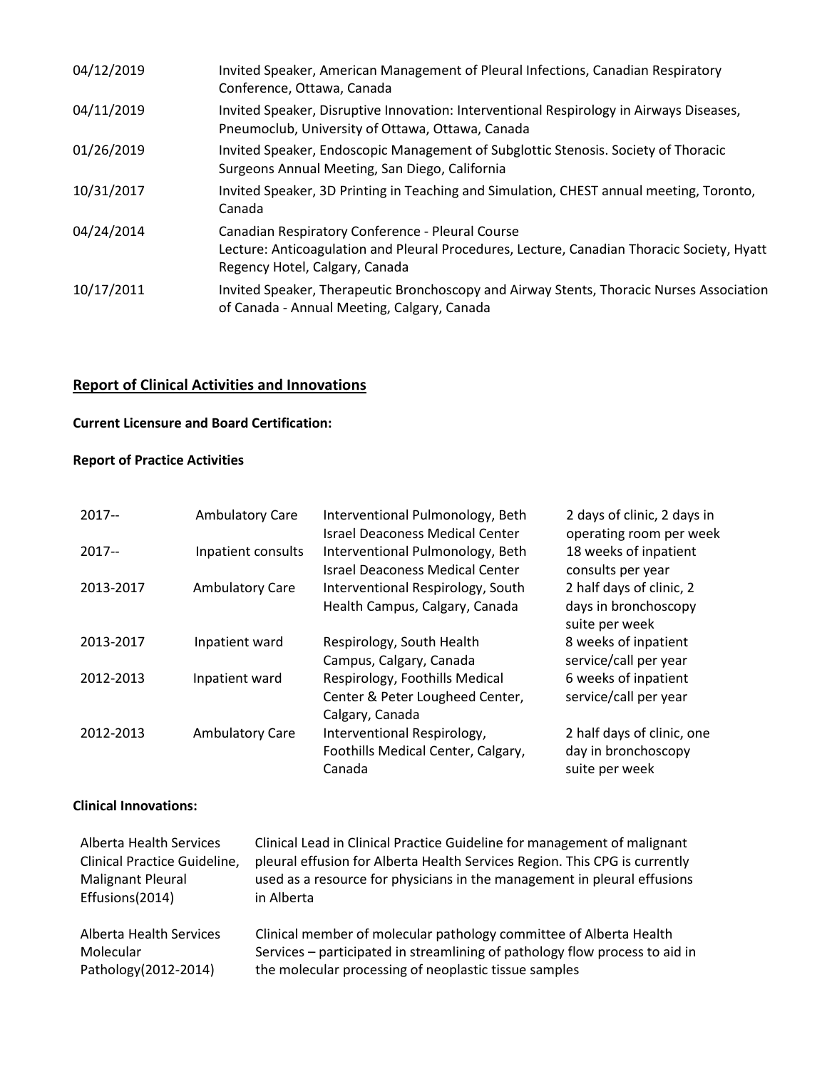| | |
|---|---|
| 04/12/2019 | Invited Speaker, American Management of Pleural Infections, Canadian Respiratory Conference, Ottawa, Canada |
| 04/11/2019 | Invited Speaker, Disruptive Innovation: Interventional Respirology in Airways Diseases, Pneumoclub, University of Ottawa, Ottawa, Canada |
| 01/26/2019 | Invited Speaker, Endoscopic Management of Subglottic Stenosis. Society of Thoracic Surgeons Annual Meeting, San Diego, California |
| 10/31/2017 | Invited Speaker, 3D Printing in Teaching and Simulation, CHEST annual meeting, Toronto, Canada |
| 04/24/2014 | Canadian Respiratory Conference - Pleural Course<br>Lecture: Anticoagulation and Pleural Procedures, Lecture, Canadian Thoracic Society, Hyatt Regency Hotel, Calgary, Canada |
| 10/17/2011 | Invited Speaker, Therapeutic Bronchoscopy and Airway Stents, Thoracic Nurses Association of Canada - Annual Meeting, Calgary, Canada |

## Report of Clinical Activities and Innovations

**Current Licensure and Board Certification:**

**Report of Practice Activities**

| | | | |
|---|---|---|---|
| 2017-- | Ambulatory Care | Interventional Pulmonology, Beth Israel Deaconess Medical Center | 2 days of clinic, 2 days in operating room per week |
| 2017-- | Inpatient consults | Interventional Pulmonology, Beth Israel Deaconess Medical Center | 18 weeks of inpatient consults per year |
| 2013-2017 | Ambulatory Care | Interventional Respirology, South Health Campus, Calgary, Canada | 2 half days of clinic, 2 days in bronchoscopy suite per week |
| 2013-2017 | Inpatient ward | Respirology, South Health Campus, Calgary, Canada | 8 weeks of inpatient service/call per year |
| 2012-2013 | Inpatient ward | Respirology, Foothills Medical Center & Peter Lougheed Center, Calgary, Canada | 6 weeks of inpatient service/call per year |
| 2012-2013 | Ambulatory Care | Interventional Respirology, Foothills Medical Center, Calgary, Canada | 2 half days of clinic, one day in bronchoscopy suite per week |

**Clinical Innovations:**

| | |
|---|---|
| Alberta Health Services Clinical Practice Guideline, Malignant Pleural Effusions(2014) | Clinical Lead in Clinical Practice Guideline for management of malignant pleural effusion for Alberta Health Services Region. This CPG is currently used as a resource for physicians in the management in pleural effusions in Alberta |
| Alberta Health Services Molecular Pathology(2012-2014) | Clinical member of molecular pathology committee of Alberta Health Services – participated in streamlining of pathology flow process to aid in the molecular processing of neoplastic tissue samples |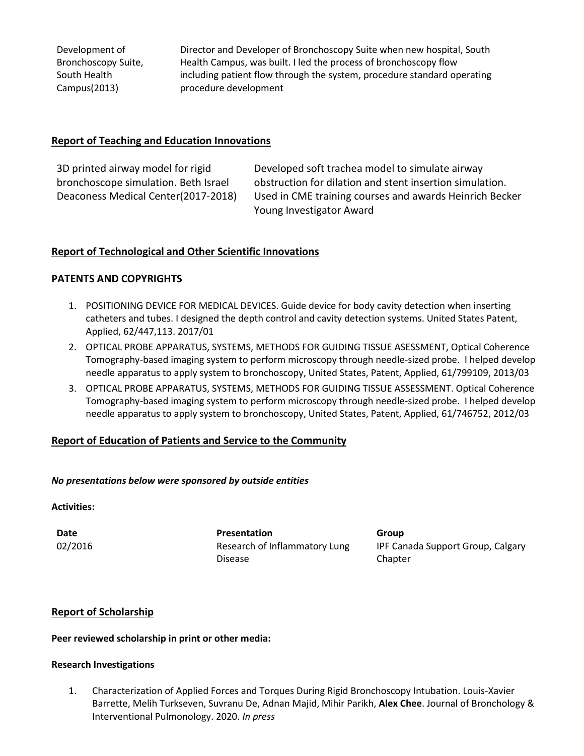| | |
|---|---|
| Development of Bronchoscopy Suite, South Health Campus(2013) | Director and Developer of Bronchoscopy Suite when new hospital, South Health Campus, was built. I led the process of bronchoscopy flow including patient flow through the system, procedure standard operating procedure development |

## Report of Teaching and Education Innovations

| | |
|---|---|
| 3D printed airway model for rigid bronchoscope simulation. Beth Israel Deaconess Medical Center(2017-2018) | Developed soft trachea model to simulate airway obstruction for dilation and stent insertion simulation. Used in CME training courses and awards Heinrich Becker Young Investigator Award |

## Report of Technological and Other Scientific Innovations

### PATENTS AND COPYRIGHTS

1. POSITIONING DEVICE FOR MEDICAL DEVICES. Guide device for body cavity detection when inserting catheters and tubes. I designed the depth control and cavity detection systems. United States Patent, Applied, 62/447,113. 2017/01
2. OPTICAL PROBE APPARATUS, SYSTEMS, METHODS FOR GUIDING TISSUE ASESSMENT, Optical Coherence Tomography-based imaging system to perform microscopy through needle-sized probe. I helped develop needle apparatus to apply system to bronchoscopy, United States, Patent, Applied, 61/799109, 2013/03
3. OPTICAL PROBE APPARATUS, SYSTEMS, METHODS FOR GUIDING TISSUE ASSESSMENT. Optical Coherence Tomography-based imaging system to perform microscopy through needle-sized probe. I helped develop needle apparatus to apply system to bronchoscopy, United States, Patent, Applied, 61/746752, 2012/03

## Report of Education of Patients and Service to the Community

***No presentations below were sponsored by outside entities***

**Activities:**

| **Date** | **Presentation** | **Group** |
|---|---|---|
| 02/2016 | Research of Inflammatory Lung Disease | IPF Canada Support Group, Calgary Chapter |

## Report of Scholarship

**Peer reviewed scholarship in print or other media:**

**Research Investigations**

1. Characterization of Applied Forces and Torques During Rigid Bronchoscopy Intubation. Louis-Xavier Barrette, Melih Turkseven, Suvranu De, Adnan Majid, Mihir Parikh, **Alex Chee**. Journal of Bronchology & Interventional Pulmonology. 2020. *In press*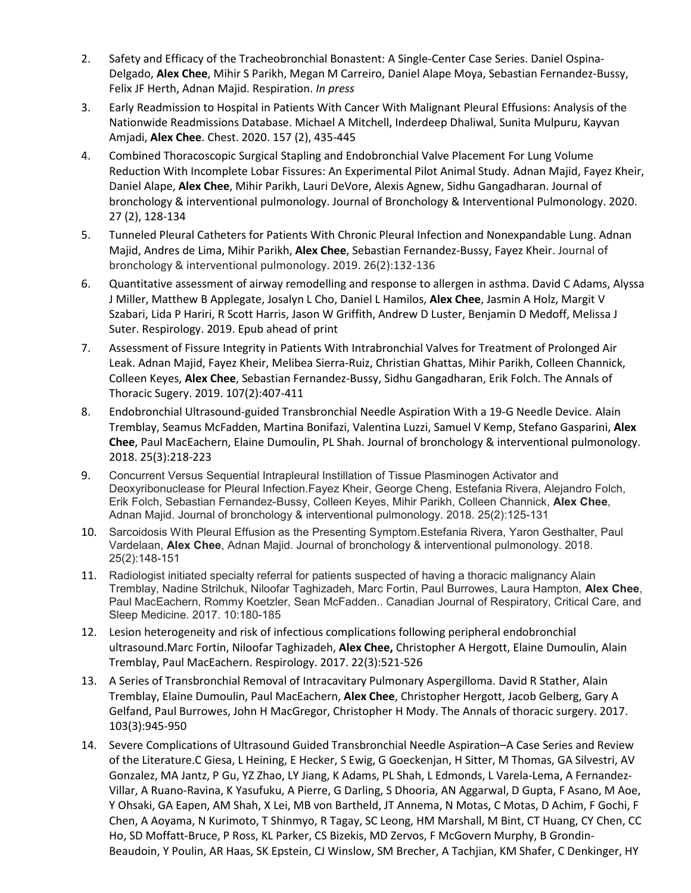2. Safety and Efficacy of the Tracheobronchial Bonastent: A Single-Center Case Series. Daniel Ospina-Delgado, **Alex Chee**, Mihir S Parikh, Megan M Carreiro, Daniel Alape Moya, Sebastian Fernandez-Bussy, Felix JF Herth, Adnan Majid. Respiration. *In press*
3. Early Readmission to Hospital in Patients With Cancer With Malignant Pleural Effusions: Analysis of the Nationwide Readmissions Database. Michael A Mitchell, Inderdeep Dhaliwal, Sunita Mulpuru, Kayvan Amjadi, **Alex Chee**. Chest. 2020. 157 (2), 435-445
4. Combined Thoracoscopic Surgical Stapling and Endobronchial Valve Placement For Lung Volume Reduction With Incomplete Lobar Fissures: An Experimental Pilot Animal Study. Adnan Majid, Fayez Kheir, Daniel Alape, **Alex Chee**, Mihir Parikh, Lauri DeVore, Alexis Agnew, Sidhu Gangadharan. Journal of bronchology & interventional pulmonology. Journal of Bronchology & Interventional Pulmonology. 2020. 27 (2), 128-134
5. Tunneled Pleural Catheters for Patients With Chronic Pleural Infection and Nonexpandable Lung. Adnan Majid, Andres de Lima, Mihir Parikh, **Alex Chee**, Sebastian Fernandez-Bussy, Fayez Kheir. Journal of bronchology & interventional pulmonology. 2019. 26(2):132-136
6. Quantitative assessment of airway remodelling and response to allergen in asthma. David C Adams, Alyssa J Miller, Matthew B Applegate, Josalyn L Cho, Daniel L Hamilos, **Alex Chee**, Jasmin A Holz, Margit V Szabari, Lida P Hariri, R Scott Harris, Jason W Griffith, Andrew D Luster, Benjamin D Medoff, Melissa J Suter. Respirology. 2019. Epub ahead of print
7. Assessment of Fissure Integrity in Patients With Intrabronchial Valves for Treatment of Prolonged Air Leak. Adnan Majid, Fayez Kheir, Melibea Sierra-Ruiz, Christian Ghattas, Mihir Parikh, Colleen Channick, Colleen Keyes, **Alex Chee**, Sebastian Fernandez-Bussy, Sidhu Gangadharan, Erik Folch. The Annals of Thoracic Sugery. 2019. 107(2):407-411
8. Endobronchial Ultrasound-guided Transbronchial Needle Aspiration With a 19-G Needle Device. Alain Tremblay, Seamus McFadden, Martina Bonifazi, Valentina Luzzi, Samuel V Kemp, Stefano Gasparini, **Alex Chee**, Paul MacEachern, Elaine Dumoulin, PL Shah. Journal of bronchology & interventional pulmonology. 2018. 25(3):218-223
9. Concurrent Versus Sequential Intrapleural Instillation of Tissue Plasminogen Activator and Deoxyribonuclease for Pleural Infection.Fayez Kheir, George Cheng, Estefania Rivera, Alejandro Folch, Erik Folch, Sebastian Fernandez-Bussy, Colleen Keyes, Mihir Parikh, Colleen Channick, **Alex Chee**, Adnan Majid. Journal of bronchology & interventional pulmonology. 2018. 25(2):125-131
10. Sarcoidosis With Pleural Effusion as the Presenting Symptom.Estefania Rivera, Yaron Gesthalter, Paul Vardelaan, **Alex Chee**, Adnan Majid. Journal of bronchology & interventional pulmonology. 2018. 25(2):148-151
11. Radiologist initiated specialty referral for patients suspected of having a thoracic malignancy Alain Tremblay, Nadine Strilchuk, Niloofar Taghizadeh, Marc Fortin, Paul Burrowes, Laura Hampton, **Alex Chee**, Paul MacEachern, Rommy Koetzler, Sean McFadden.. Canadian Journal of Respiratory, Critical Care, and Sleep Medicine. 2017. 10:180-185
12. Lesion heterogeneity and risk of infectious complications following peripheral endobronchial ultrasound.Marc Fortin, Niloofar Taghizadeh, **Alex Chee,** Christopher A Hergott, Elaine Dumoulin, Alain Tremblay, Paul MacEachern. Respirology. 2017. 22(3):521-526
13. A Series of Transbronchial Removal of Intracavitary Pulmonary Aspergilloma. David R Stather, Alain Tremblay, Elaine Dumoulin, Paul MacEachern, **Alex Chee**, Christopher Hergott, Jacob Gelberg, Gary A Gelfand, Paul Burrowes, John H MacGregor, Christopher H Mody. The Annals of thoracic surgery. 2017. 103(3):945-950
14. Severe Complications of Ultrasound Guided Transbronchial Needle Aspiration–A Case Series and Review of the Literature.C Giesa, L Heining, E Hecker, S Ewig, G Goeckenjan, H Sitter, M Thomas, GA Silvestri, AV Gonzalez, MA Jantz, P Gu, YZ Zhao, LY Jiang, K Adams, PL Shah, L Edmonds, L Varela-Lema, A Fernandez-Villar, A Ruano-Ravina, K Yasufuku, A Pierre, G Darling, S Dhooria, AN Aggarwal, D Gupta, F Asano, M Aoe, Y Ohsaki, GA Eapen, AM Shah, X Lei, MB von Bartheld, JT Annema, N Motas, C Motas, D Achim, F Gochi, F Chen, A Aoyama, N Kurimoto, T Shinmyo, R Tagay, SC Leong, HM Marshall, M Bint, CT Huang, CY Chen, CC Ho, SD Moffatt-Bruce, P Ross, KL Parker, CS Bizekis, MD Zervos, F McGovern Murphy, B Grondin-Beaudoin, Y Poulin, AR Haas, SK Epstein, CJ Winslow, SM Brecher, A Tachjian, KM Shafer, C Denkinger, HY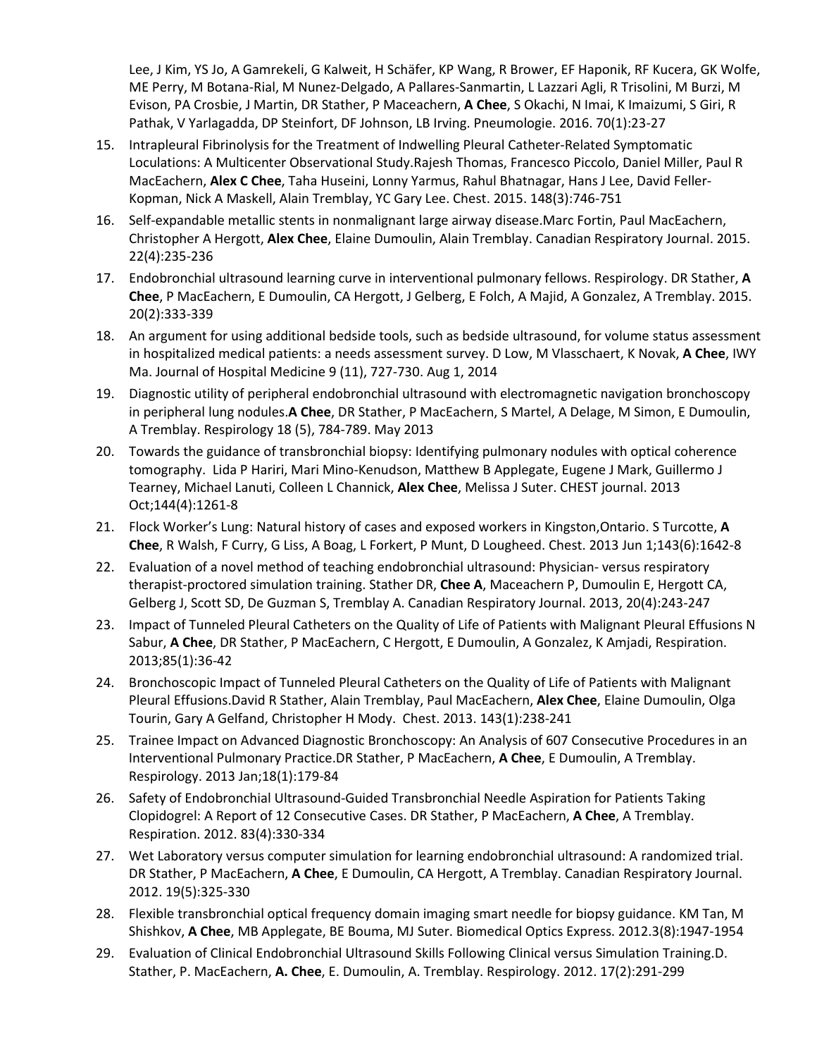Lee, J Kim, YS Jo, A Gamrekeli, G Kalweit, H Schäfer, KP Wang, R Brower, EF Haponik, RF Kucera, GK Wolfe, ME Perry, M Botana-Rial, M Nunez-Delgado, A Pallares-Sanmartin, L Lazzari Agli, R Trisolini, M Burzi, M Evison, PA Crosbie, J Martin, DR Stather, P Maceachern, **A Chee**, S Okachi, N Imai, K Imaizumi, S Giri, R Pathak, V Yarlagadda, DP Steinfort, DF Johnson, LB Irving. Pneumologie. 2016. 70(1):23-27

15. Intrapleural Fibrinolysis for the Treatment of Indwelling Pleural Catheter-Related Symptomatic Loculations: A Multicenter Observational Study.Rajesh Thomas, Francesco Piccolo, Daniel Miller, Paul R MacEachern, **Alex C Chee**, Taha Huseini, Lonny Yarmus, Rahul Bhatnagar, Hans J Lee, David Feller-Kopman, Nick A Maskell, Alain Tremblay, YC Gary Lee. Chest. 2015. 148(3):746-751
16. Self-expandable metallic stents in nonmalignant large airway disease.Marc Fortin, Paul MacEachern, Christopher A Hergott, **Alex Chee**, Elaine Dumoulin, Alain Tremblay. Canadian Respiratory Journal. 2015. 22(4):235-236
17. Endobronchial ultrasound learning curve in interventional pulmonary fellows. Respirology. DR Stather, **A Chee**, P MacEachern, E Dumoulin, CA Hergott, J Gelberg, E Folch, A Majid, A Gonzalez, A Tremblay. 2015. 20(2):333-339
18. An argument for using additional bedside tools, such as bedside ultrasound, for volume status assessment in hospitalized medical patients: a needs assessment survey. D Low, M Vlasschaert, K Novak, **A Chee**, IWY Ma. Journal of Hospital Medicine 9 (11), 727-730. Aug 1, 2014
19. Diagnostic utility of peripheral endobronchial ultrasound with electromagnetic navigation bronchoscopy in peripheral lung nodules.**A Chee**, DR Stather, P MacEachern, S Martel, A Delage, M Simon, E Dumoulin, A Tremblay. Respirology 18 (5), 784-789. May 2013
20. Towards the guidance of transbronchial biopsy: Identifying pulmonary nodules with optical coherence tomography. Lida P Hariri, Mari Mino-Kenudson, Matthew B Applegate, Eugene J Mark, Guillermo J Tearney, Michael Lanuti, Colleen L Channick, **Alex Chee**, Melissa J Suter. CHEST journal. 2013 Oct;144(4):1261-8
21. Flock Worker's Lung: Natural history of cases and exposed workers in Kingston,Ontario. S Turcotte, **A Chee**, R Walsh, F Curry, G Liss, A Boag, L Forkert, P Munt, D Lougheed. Chest. 2013 Jun 1;143(6):1642-8
22. Evaluation of a novel method of teaching endobronchial ultrasound: Physician- versus respiratory therapist-proctored simulation training. Stather DR, **Chee A**, Maceachern P, Dumoulin E, Hergott CA, Gelberg J, Scott SD, De Guzman S, Tremblay A. Canadian Respiratory Journal. 2013, 20(4):243-247
23. Impact of Tunneled Pleural Catheters on the Quality of Life of Patients with Malignant Pleural Effusions N Sabur, **A Chee**, DR Stather, P MacEachern, C Hergott, E Dumoulin, A Gonzalez, K Amjadi, Respiration. 2013;85(1):36-42
24. Bronchoscopic Impact of Tunneled Pleural Catheters on the Quality of Life of Patients with Malignant Pleural Effusions.David R Stather, Alain Tremblay, Paul MacEachern, **Alex Chee**, Elaine Dumoulin, Olga Tourin, Gary A Gelfand, Christopher H Mody. Chest. 2013. 143(1):238-241
25. Trainee Impact on Advanced Diagnostic Bronchoscopy: An Analysis of 607 Consecutive Procedures in an Interventional Pulmonary Practice.DR Stather, P MacEachern, **A Chee**, E Dumoulin, A Tremblay. Respirology. 2013 Jan;18(1):179-84
26. Safety of Endobronchial Ultrasound-Guided Transbronchial Needle Aspiration for Patients Taking Clopidogrel: A Report of 12 Consecutive Cases. DR Stather, P MacEachern, **A Chee**, A Tremblay. Respiration. 2012. 83(4):330-334
27. Wet Laboratory versus computer simulation for learning endobronchial ultrasound: A randomized trial. DR Stather, P MacEachern, **A Chee**, E Dumoulin, CA Hergott, A Tremblay. Canadian Respiratory Journal. 2012. 19(5):325-330
28. Flexible transbronchial optical frequency domain imaging smart needle for biopsy guidance. KM Tan, M Shishkov, **A Chee**, MB Applegate, BE Bouma, MJ Suter. Biomedical Optics Express. 2012.3(8):1947-1954
29. Evaluation of Clinical Endobronchial Ultrasound Skills Following Clinical versus Simulation Training.D. Stather, P. MacEachern, **A. Chee**, E. Dumoulin, A. Tremblay. Respirology. 2012. 17(2):291-299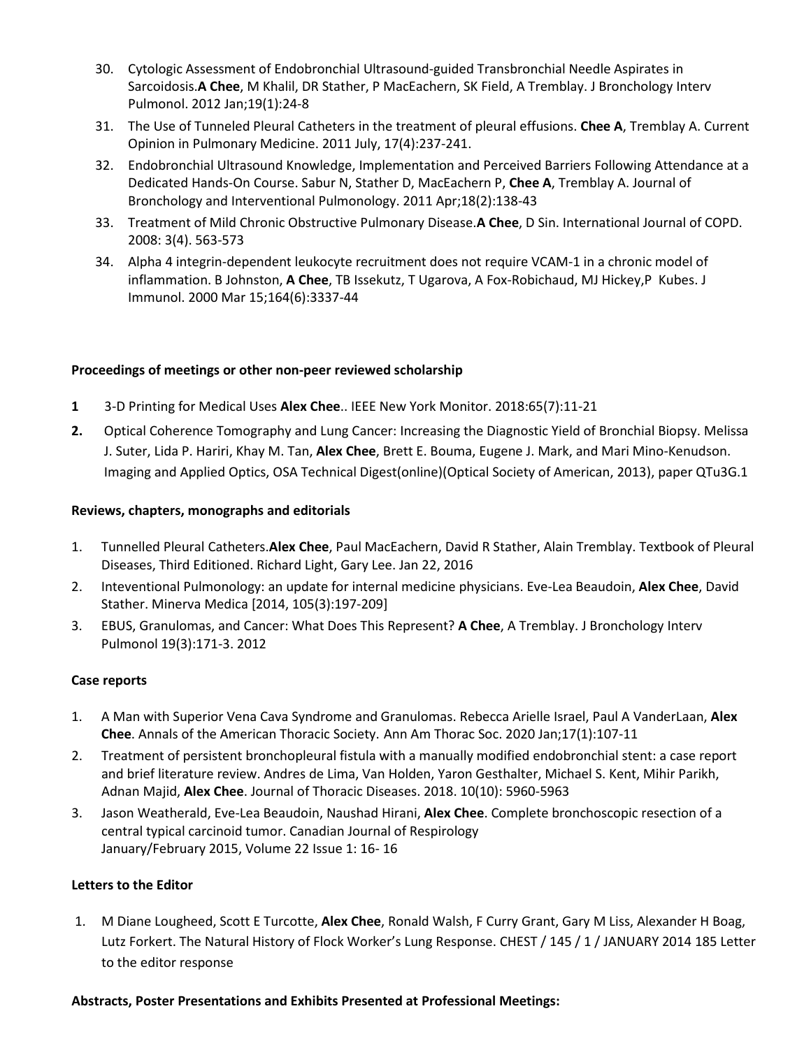30. Cytologic Assessment of Endobronchial Ultrasound-guided Transbronchial Needle Aspirates in Sarcoidosis.**A Chee**, M Khalil, DR Stather, P MacEachern, SK Field, A Tremblay. J Bronchology Interv Pulmonol. 2012 Jan;19(1):24-8
31. The Use of Tunneled Pleural Catheters in the treatment of pleural effusions. **Chee A**, Tremblay A. Current Opinion in Pulmonary Medicine. 2011 July, 17(4):237-241.
32. Endobronchial Ultrasound Knowledge, Implementation and Perceived Barriers Following Attendance at a Dedicated Hands-On Course. Sabur N, Stather D, MacEachern P, **Chee A**, Tremblay A. Journal of Bronchology and Interventional Pulmonology. 2011 Apr;18(2):138-43
33. Treatment of Mild Chronic Obstructive Pulmonary Disease.**A Chee**, D Sin. International Journal of COPD. 2008: 3(4). 563-573
34. Alpha 4 integrin-dependent leukocyte recruitment does not require VCAM-1 in a chronic model of inflammation. B Johnston, **A Chee**, TB Issekutz, T Ugarova, A Fox-Robichaud, MJ Hickey,P Kubes. J Immunol. 2000 Mar 15;164(6):3337-44

**Proceedings of meetings or other non-peer reviewed scholarship**

**1** 3-D Printing for Medical Uses **Alex Chee**.. IEEE New York Monitor. 2018:65(7):11-21

**2.** Optical Coherence Tomography and Lung Cancer: Increasing the Diagnostic Yield of Bronchial Biopsy. Melissa J. Suter, Lida P. Hariri, Khay M. Tan, **Alex Chee**, Brett E. Bouma, Eugene J. Mark, and Mari Mino-Kenudson. Imaging and Applied Optics, OSA Technical Digest(online)(Optical Society of American, 2013), paper QTu3G.1

**Reviews, chapters, monographs and editorials**

1. Tunnelled Pleural Catheters.**Alex Chee**, Paul MacEachern, David R Stather, Alain Tremblay. Textbook of Pleural Diseases, Third Editioned. Richard Light, Gary Lee. Jan 22, 2016
2. Inteventional Pulmonology: an update for internal medicine physicians. Eve-Lea Beaudoin, **Alex Chee**, David Stather. Minerva Medica [2014, 105(3):197-209]
3. EBUS, Granulomas, and Cancer: What Does This Represent? **A Chee**, A Tremblay. J Bronchology Interv Pulmonol 19(3):171-3. 2012

**Case reports**

1. A Man with Superior Vena Cava Syndrome and Granulomas. Rebecca Arielle Israel, Paul A VanderLaan, **Alex Chee**. Annals of the American Thoracic Society. Ann Am Thorac Soc. 2020 Jan;17(1):107-11
2. Treatment of persistent bronchopleural fistula with a manually modified endobronchial stent: a case report and brief literature review. Andres de Lima, Van Holden, Yaron Gesthalter, Michael S. Kent, Mihir Parikh, Adnan Majid, **Alex Chee**. Journal of Thoracic Diseases. 2018. 10(10): 5960-5963
3. Jason Weatherald, Eve-Lea Beaudoin, Naushad Hirani, **Alex Chee**. Complete bronchoscopic resection of a central typical carcinoid tumor. Canadian Journal of Respirology January/February 2015, Volume 22 Issue 1: 16- 16

**Letters to the Editor**

1. M Diane Lougheed, Scott E Turcotte, **Alex Chee**, Ronald Walsh, F Curry Grant, Gary M Liss, Alexander H Boag, Lutz Forkert. The Natural History of Flock Worker's Lung Response. CHEST / 145 / 1 / JANUARY 2014 185 Letter to the editor response

**Abstracts, Poster Presentations and Exhibits Presented at Professional Meetings:**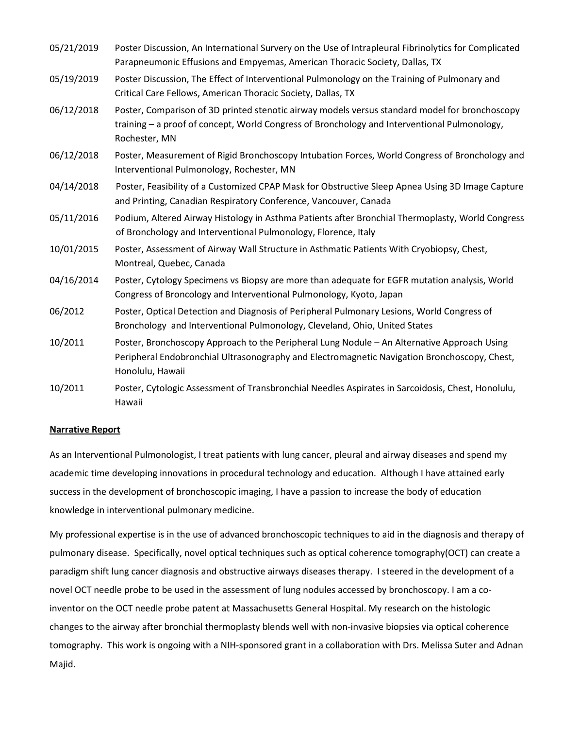05/21/2019 Poster Discussion, An International Survery on the Use of Intrapleural Fibrinolytics for Complicated Parapneumonic Effusions and Empyemas, American Thoracic Society, Dallas, TX

05/19/2019 Poster Discussion, The Effect of Interventional Pulmonology on the Training of Pulmonary and Critical Care Fellows, American Thoracic Society, Dallas, TX

06/12/2018 Poster, Comparison of 3D printed stenotic airway models versus standard model for bronchoscopy training – a proof of concept, World Congress of Bronchology and Interventional Pulmonology, Rochester, MN

06/12/2018 Poster, Measurement of Rigid Bronchoscopy Intubation Forces, World Congress of Bronchology and Interventional Pulmonology, Rochester, MN

04/14/2018 Poster, Feasibility of a Customized CPAP Mask for Obstructive Sleep Apnea Using 3D Image Capture and Printing, Canadian Respiratory Conference, Vancouver, Canada

05/11/2016 Podium, Altered Airway Histology in Asthma Patients after Bronchial Thermoplasty, World Congress of Bronchology and Interventional Pulmonology, Florence, Italy

10/01/2015 Poster, Assessment of Airway Wall Structure in Asthmatic Patients With Cryobiopsy, Chest, Montreal, Quebec, Canada

04/16/2014 Poster, Cytology Specimens vs Biopsy are more than adequate for EGFR mutation analysis, World Congress of Broncology and Interventional Pulmonology, Kyoto, Japan

06/2012 Poster, Optical Detection and Diagnosis of Peripheral Pulmonary Lesions, World Congress of Bronchology and Interventional Pulmonology, Cleveland, Ohio, United States

10/2011 Poster, Bronchoscopy Approach to the Peripheral Lung Nodule – An Alternative Approach Using Peripheral Endobronchial Ultrasonography and Electromagnetic Navigation Bronchoscopy, Chest, Honolulu, Hawaii

10/2011 Poster, Cytologic Assessment of Transbronchial Needles Aspirates in Sarcoidosis, Chest, Honolulu, Hawaii

**Narrative Report**

As an Interventional Pulmonologist, I treat patients with lung cancer, pleural and airway diseases and spend my academic time developing innovations in procedural technology and education. Although I have attained early success in the development of bronchoscopic imaging, I have a passion to increase the body of education knowledge in interventional pulmonary medicine.

My professional expertise is in the use of advanced bronchoscopic techniques to aid in the diagnosis and therapy of pulmonary disease. Specifically, novel optical techniques such as optical coherence tomography(OCT) can create a paradigm shift lung cancer diagnosis and obstructive airways diseases therapy. I steered in the development of a novel OCT needle probe to be used in the assessment of lung nodules accessed by bronchoscopy. I am a co-inventor on the OCT needle probe patent at Massachusetts General Hospital. My research on the histologic changes to the airway after bronchial thermoplasty blends well with non-invasive biopsies via optical coherence tomography. This work is ongoing with a NIH-sponsored grant in a collaboration with Drs. Melissa Suter and Adnan Majid.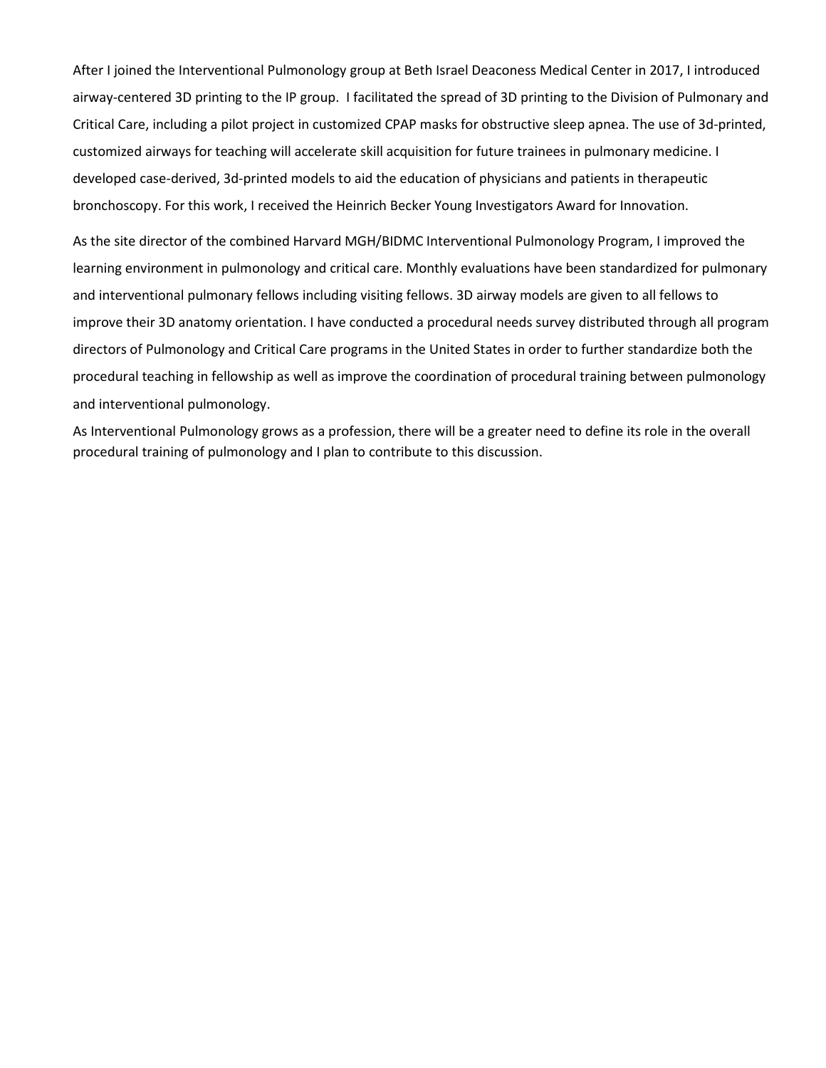After I joined the Interventional Pulmonology group at Beth Israel Deaconess Medical Center in 2017, I introduced airway-centered 3D printing to the IP group. I facilitated the spread of 3D printing to the Division of Pulmonary and Critical Care, including a pilot project in customized CPAP masks for obstructive sleep apnea. The use of 3d-printed, customized airways for teaching will accelerate skill acquisition for future trainees in pulmonary medicine. I developed case-derived, 3d-printed models to aid the education of physicians and patients in therapeutic bronchoscopy. For this work, I received the Heinrich Becker Young Investigators Award for Innovation.

As the site director of the combined Harvard MGH/BIDMC Interventional Pulmonology Program, I improved the learning environment in pulmonology and critical care. Monthly evaluations have been standardized for pulmonary and interventional pulmonary fellows including visiting fellows. 3D airway models are given to all fellows to improve their 3D anatomy orientation. I have conducted a procedural needs survey distributed through all program directors of Pulmonology and Critical Care programs in the United States in order to further standardize both the procedural teaching in fellowship as well as improve the coordination of procedural training between pulmonology and interventional pulmonology.

As Interventional Pulmonology grows as a profession, there will be a greater need to define its role in the overall procedural training of pulmonology and I plan to contribute to this discussion.